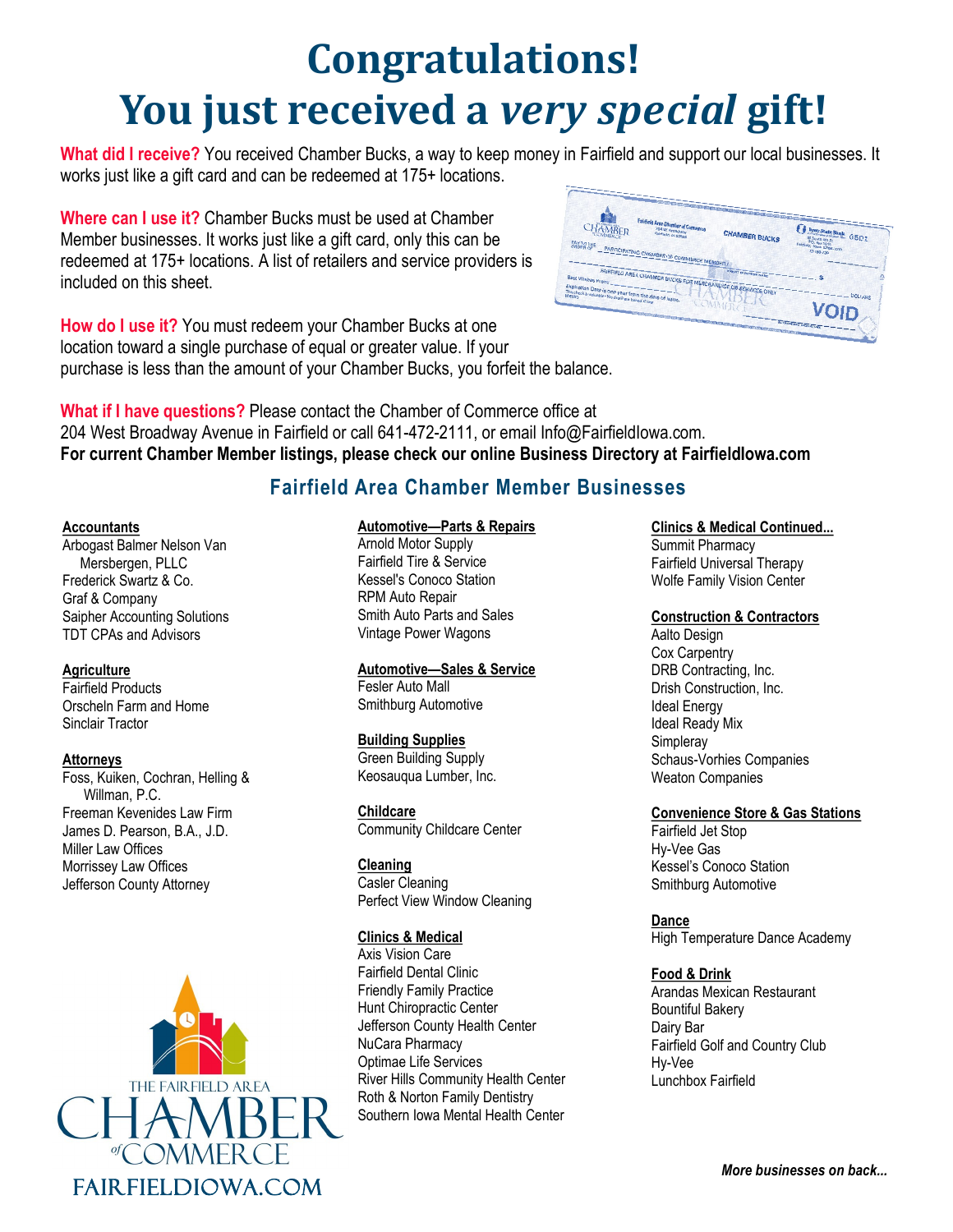# Congratulations!
# You just received a *very special* gift!

**What did I receive?** You received Chamber Bucks, a way to keep money in Fairfield and support our local businesses. It works just like a gift card and can be redeemed at 175+ locations.

**Where can I use it?** Chamber Bucks must be used at Chamber Member businesses. It works just like a gift card, only this can be redeemed at 175+ locations. A list of retailers and service providers is included on this sheet.

**How do I use it?** You must redeem your Chamber Bucks at one location toward a single purchase of equal or greater value. If your purchase is less than the amount of your Chamber Bucks, you forfeit the balance.

**What if I have questions?** Please contact the Chamber of Commerce office at 204 West Broadway Avenue in Fairfield or call 641-472-2111, or email Info@FairfieldIowa.com.
**For current Chamber Member listings, please check our online Business Directory at FairfieldIowa.com**

## Fairfield Area Chamber Member Businesses

**Accountants**
- Arbogast Balmer Nelson Van Mersbergen, PLLC
- Frederick Swartz & Co.
- Graf & Company
- Saipher Accounting Solutions
- TDT CPAs and Advisors

**Agriculture**
- Fairfield Products
- Orscheln Farm and Home
- Sinclair Tractor

**Attorneys**
- Foss, Kuiken, Cochran, Helling & Willman, P.C.
- Freeman Kevenides Law Firm
- James D. Pearson, B.A., J.D.
- Miller Law Offices
- Morrissey Law Offices
- Jefferson County Attorney

**Automotive—Parts & Repairs**
- Arnold Motor Supply
- Fairfield Tire & Service
- Kessel's Conoco Station
- RPM Auto Repair
- Smith Auto Parts and Sales
- Vintage Power Wagons

**Automotive—Sales & Service**
- Fesler Auto Mall
- Smithburg Automotive

**Building Supplies**
- Green Building Supply
- Keosauqua Lumber, Inc.

**Childcare**
- Community Childcare Center

**Cleaning**
- Casler Cleaning
- Perfect View Window Cleaning

**Clinics & Medical**
- Axis Vision Care
- Fairfield Dental Clinic
- Friendly Family Practice
- Hunt Chiropractic Center
- Jefferson County Health Center
- NuCara Pharmacy
- Optimae Life Services
- River Hills Community Health Center
- Roth & Norton Family Dentistry
- Southern Iowa Mental Health Center

**Clinics & Medical Continued...**
- Summit Pharmacy
- Fairfield Universal Therapy
- Wolfe Family Vision Center

**Construction & Contractors**
- Aalto Design
- Cox Carpentry
- DRB Contracting, Inc.
- Drish Construction, Inc.
- Ideal Energy
- Ideal Ready Mix
- Simpleray
- Schaus-Vorhies Companies
- Weaton Companies

**Convenience Store & Gas Stations**
- Fairfield Jet Stop
- Hy-Vee Gas
- Kessel's Conoco Station
- Smithburg Automotive

**Dance**
- High Temperature Dance Academy

**Food & Drink**
- Arandas Mexican Restaurant
- Bountiful Bakery
- Dairy Bar
- Fairfield Golf and Country Club
- Hy-Vee
- Lunchbox Fairfield

THE FAIRFIELD AREA CHAMBER of COMMERCE
FAIRFIELDIOWA.COM

***More businesses on back...***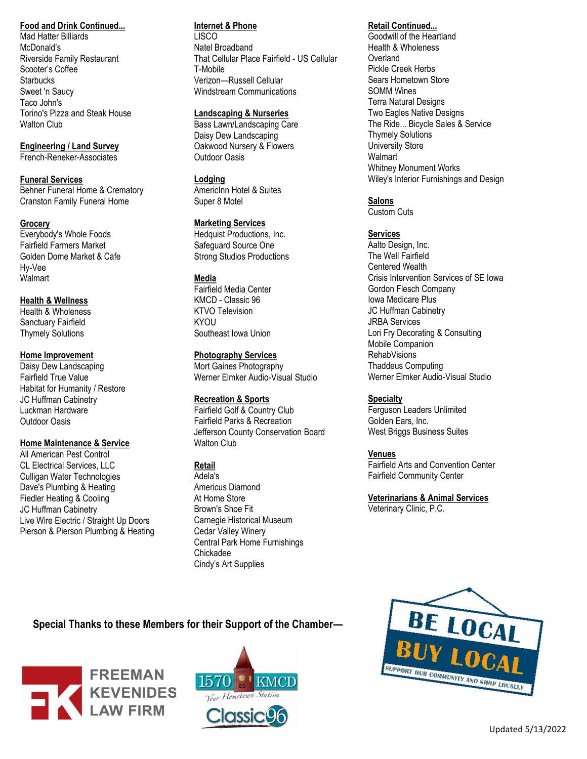**Food and Drink Continued...**
Mad Hatter Billiards
McDonald's
Riverside Family Restaurant
Scooter's Coffee
Starbucks
Sweet 'n Saucy
Taco John's
Torino's Pizza and Steak House
Walton Club

**Engineering / Land Survey**
French-Reneker-Associates

**Funeral Services**
Behner Funeral Home & Crematory
Cranston Family Funeral Home

**Grocery**
Everybody's Whole Foods
Fairfield Farmers Market
Golden Dome Market & Cafe
Hy-Vee
Walmart

**Health & Wellness**
Health & Wholeness
Sanctuary Fairfield
Thymely Solutions

**Home Improvement**
Daisy Dew Landscaping
Fairfield True Value
Habitat for Humanity / Restore
JC Huffman Cabinetry
Luckman Hardware
Outdoor Oasis

**Home Maintenance & Service**
All American Pest Control
CL Electrical Services, LLC
Culligan Water Technologies
Dave's Plumbing & Heating
Fiedler Heating & Cooling
JC Huffman Cabinetry
Live Wire Electric / Straight Up Doors
Pierson & Pierson Plumbing & Heating

**Internet & Phone**
LISCO
Natel Broadband
That Cellular Place Fairfield - US Cellular
T-Mobile
Verizon—Russell Cellular
Windstream Communications

**Landscaping & Nurseries**
Bass Lawn/Landscaping Care
Daisy Dew Landscaping
Oakwood Nursery & Flowers
Outdoor Oasis

**Lodging**
AmericInn Hotel & Suites
Super 8 Motel

**Marketing Services**
Hedquist Productions, Inc.
Safeguard Source One
Strong Studios Productions

**Media**
Fairfield Media Center
KMCD - Classic 96
KTVO Television
KYOU
Southeast Iowa Union

**Photography Services**
Mort Gaines Photography
Werner Elmker Audio-Visual Studio

**Recreation & Sports**
Fairfield Golf & Country Club
Fairfield Parks & Recreation
Jefferson County Conservation Board
Walton Club

**Retail**
Adela's
Americus Diamond
At Home Store
Brown's Shoe Fit
Carnegie Historical Museum
Cedar Valley Winery
Central Park Home Furnishings
Chickadee
Cindy's Art Supplies

**Retail Continued...**
Goodwill of the Heartland
Health & Wholeness
Overland
Pickle Creek Herbs
Sears Hometown Store
SOMM Wines
Terra Natural Designs
Two Eagles Native Designs
The Ride... Bicycle Sales & Service
Thymely Solutions
University Store
Walmart
Whitney Monument Works
Wiley's Interior Furnishings and Design

**Salons**
Custom Cuts

**Services**
Aalto Design, Inc.
The Well Fairfield
Centered Wealth
Crisis Intervention Services of SE Iowa
Gordon Flesch Company
Iowa Medicare Plus
JC Huffman Cabinetry
JRBA Services
Lori Fry Decorating & Consulting
Mobile Companion
RehabVisions
Thaddeus Computing
Werner Elmker Audio-Visual Studio

**Specialty**
Ferguson Leaders Unlimited
Golden Ears, Inc.
West Briggs Business Suites

**Venues**
Fairfield Arts and Convention Center
Fairfield Community Center

**Veterinarians & Animal Services**
Veterinary Clinic, P.C.

**Special Thanks to these Members for their Support of the Chamber—**

FREEMAN KEVENIDES LAW FIRM

1570 KMCD Your Hometown Station Classic 96

BE LOCAL BUY LOCAL
SUPPORT OUR COMMUNITY AND SHOP LOCALLY

Updated 5/13/2022